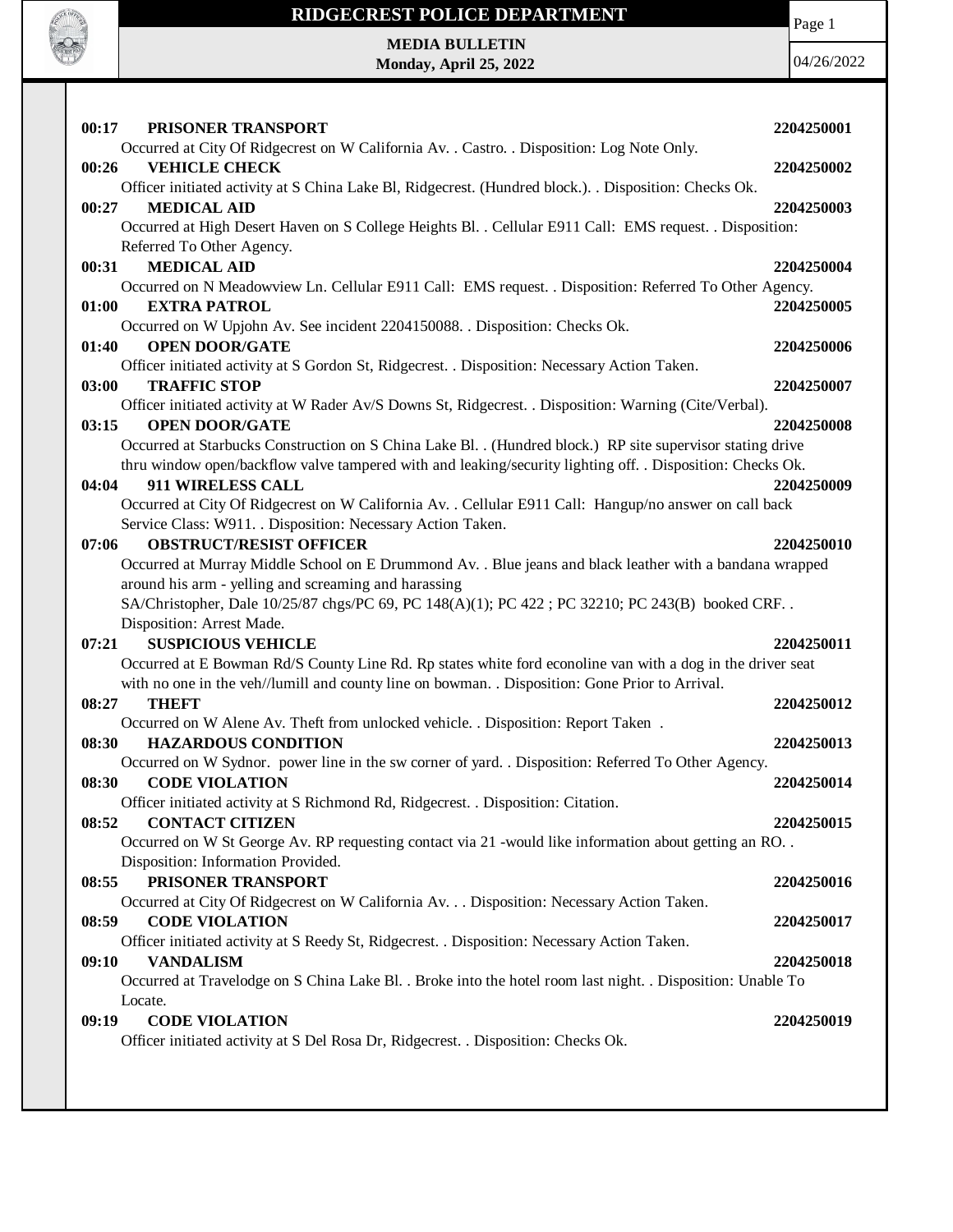# RIDGECREST POLICE DEPARTMENT

**MEDIA BULLETIN**
**Monday, April 25, 2022**

04/26/2022

**00:17 PRISONER TRANSPORT** **2204250001**
Occurred at City Of Ridgecrest on W California Av. . Castro. . Disposition: Log Note Only.

**00:26 VEHICLE CHECK** **2204250002**
Officer initiated activity at S China Lake Bl, Ridgecrest. (Hundred block.). . Disposition: Checks Ok.

**00:27 MEDICAL AID** **2204250003**
Occurred at High Desert Haven on S College Heights Bl. . Cellular E911 Call: EMS request. . Disposition: Referred To Other Agency.

**00:31 MEDICAL AID** **2204250004**
Occurred on N Meadowview Ln. Cellular E911 Call: EMS request. . Disposition: Referred To Other Agency.

**01:00 EXTRA PATROL** **2204250005**
Occurred on W Upjohn Av. See incident 2204150088. . Disposition: Checks Ok.

**01:40 OPEN DOOR/GATE** **2204250006**
Officer initiated activity at S Gordon St, Ridgecrest. . Disposition: Necessary Action Taken.

**03:00 TRAFFIC STOP** **2204250007**
Officer initiated activity at W Rader Av/S Downs St, Ridgecrest. . Disposition: Warning (Cite/Verbal).

**03:15 OPEN DOOR/GATE** **2204250008**
Occurred at Starbucks Construction on S China Lake Bl. . (Hundred block.) RP site supervisor stating drive thru window open/backflow valve tampered with and leaking/security lighting off. . Disposition: Checks Ok.

**04:04 911 WIRELESS CALL** **2204250009**
Occurred at City Of Ridgecrest on W California Av. . Cellular E911 Call: Hangup/no answer on call back Service Class: W911. . Disposition: Necessary Action Taken.

**07:06 OBSTRUCT/RESIST OFFICER** **2204250010**
Occurred at Murray Middle School on E Drummond Av. . Blue jeans and black leather with a bandana wrapped around his arm - yelling and screaming and harassing
SA/Christopher, Dale 10/25/87 chgs/PC 69, PC 148(A)(1); PC 422 ; PC 32210; PC 243(B) booked CRF. . Disposition: Arrest Made.

**07:21 SUSPICIOUS VEHICLE** **2204250011**
Occurred at E Bowman Rd/S County Line Rd. Rp states white ford econoline van with a dog in the driver seat with no one in the veh//lumill and county line on bowman. . Disposition: Gone Prior to Arrival.

**08:27 THEFT** **2204250012**
Occurred on W Alene Av. Theft from unlocked vehicle. . Disposition: Report Taken .

**08:30 HAZARDOUS CONDITION** **2204250013**
Occurred on W Sydnor. power line in the sw corner of yard. . Disposition: Referred To Other Agency.

**08:30 CODE VIOLATION** **2204250014**
Officer initiated activity at S Richmond Rd, Ridgecrest. . Disposition: Citation.

**08:52 CONTACT CITIZEN** **2204250015**
Occurred on W St George Av. RP requesting contact via 21 -would like information about getting an RO. . Disposition: Information Provided.

**08:55 PRISONER TRANSPORT** **2204250016**
Occurred at City Of Ridgecrest on W California Av. . . Disposition: Necessary Action Taken.

**08:59 CODE VIOLATION** **2204250017**
Officer initiated activity at S Reedy St, Ridgecrest. . Disposition: Necessary Action Taken.

**09:10 VANDALISM** **2204250018**
Occurred at Travelodge on S China Lake Bl. . Broke into the hotel room last night. . Disposition: Unable To Locate.

**09:19 CODE VIOLATION** **2204250019**
Officer initiated activity at S Del Rosa Dr, Ridgecrest. . Disposition: Checks Ok.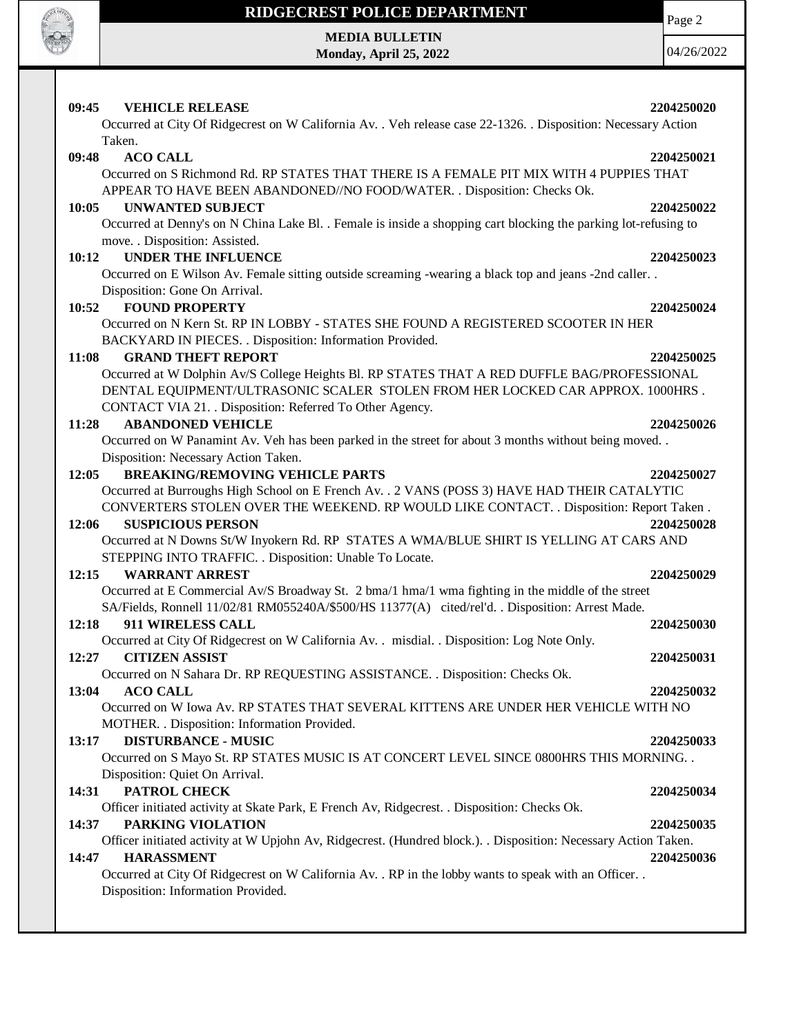**09:45 VEHICLE RELEASE 2204250020**
Occurred at City Of Ridgecrest on W California Av. . Veh release case 22-1326. . Disposition: Necessary Action Taken.

**09:48 ACO CALL 2204250021**
Occurred on S Richmond Rd. RP STATES THAT THERE IS A FEMALE PIT MIX WITH 4 PUPPIES THAT APPEAR TO HAVE BEEN ABANDONED//NO FOOD/WATER. . Disposition: Checks Ok.

**10:05 UNWANTED SUBJECT 2204250022**
Occurred at Denny's on N China Lake Bl. . Female is inside a shopping cart blocking the parking lot-refusing to move. . Disposition: Assisted.

**10:12 UNDER THE INFLUENCE 2204250023**
Occurred on E Wilson Av. Female sitting outside screaming -wearing a black top and jeans -2nd caller. . Disposition: Gone On Arrival.

**10:52 FOUND PROPERTY 2204250024**
Occurred on N Kern St. RP IN LOBBY - STATES SHE FOUND A REGISTERED SCOOTER IN HER BACKYARD IN PIECES. . Disposition: Information Provided.

**11:08 GRAND THEFT REPORT 2204250025**
Occurred at W Dolphin Av/S College Heights Bl. RP STATES THAT A RED DUFFLE BAG/PROFESSIONAL DENTAL EQUIPMENT/ULTRASONIC SCALER STOLEN FROM HER LOCKED CAR APPROX. 1000HRS . CONTACT VIA 21. . Disposition: Referred To Other Agency.

**11:28 ABANDONED VEHICLE 2204250026**
Occurred on W Panamint Av. Veh has been parked in the street for about 3 months without being moved. . Disposition: Necessary Action Taken.

**12:05 BREAKING/REMOVING VEHICLE PARTS 2204250027**
Occurred at Burroughs High School on E French Av. . 2 VANS (POSS 3) HAVE HAD THEIR CATALYTIC CONVERTERS STOLEN OVER THE WEEKEND. RP WOULD LIKE CONTACT. . Disposition: Report Taken .

**12:06 SUSPICIOUS PERSON 2204250028**
Occurred at N Downs St/W Inyokern Rd. RP STATES A WMA/BLUE SHIRT IS YELLING AT CARS AND STEPPING INTO TRAFFIC. . Disposition: Unable To Locate.

**12:15 WARRANT ARREST 2204250029**
Occurred at E Commercial Av/S Broadway St. 2 bma/1 hma/1 wma fighting in the middle of the street SA/Fields, Ronnell 11/02/81 RM055240A/$500/HS 11377(A) cited/rel'd. . Disposition: Arrest Made.

**12:18 911 WIRELESS CALL 2204250030**
Occurred at City Of Ridgecrest on W California Av. . misdial. . Disposition: Log Note Only.

**12:27 CITIZEN ASSIST 2204250031**
Occurred on N Sahara Dr. RP REQUESTING ASSISTANCE. . Disposition: Checks Ok.

**13:04 ACO CALL 2204250032**
Occurred on W Iowa Av. RP STATES THAT SEVERAL KITTENS ARE UNDER HER VEHICLE WITH NO MOTHER. . Disposition: Information Provided.

**13:17 DISTURBANCE - MUSIC 2204250033**
Occurred on S Mayo St. RP STATES MUSIC IS AT CONCERT LEVEL SINCE 0800HRS THIS MORNING. . Disposition: Quiet On Arrival.

**14:31 PATROL CHECK 2204250034**
Officer initiated activity at Skate Park, E French Av, Ridgecrest. . Disposition: Checks Ok.

**14:37 PARKING VIOLATION 2204250035**
Officer initiated activity at W Upjohn Av, Ridgecrest. (Hundred block.). . Disposition: Necessary Action Taken.

**14:47 HARASSMENT 2204250036**
Occurred at City Of Ridgecrest on W California Av. . RP in the lobby wants to speak with an Officer. . Disposition: Information Provided.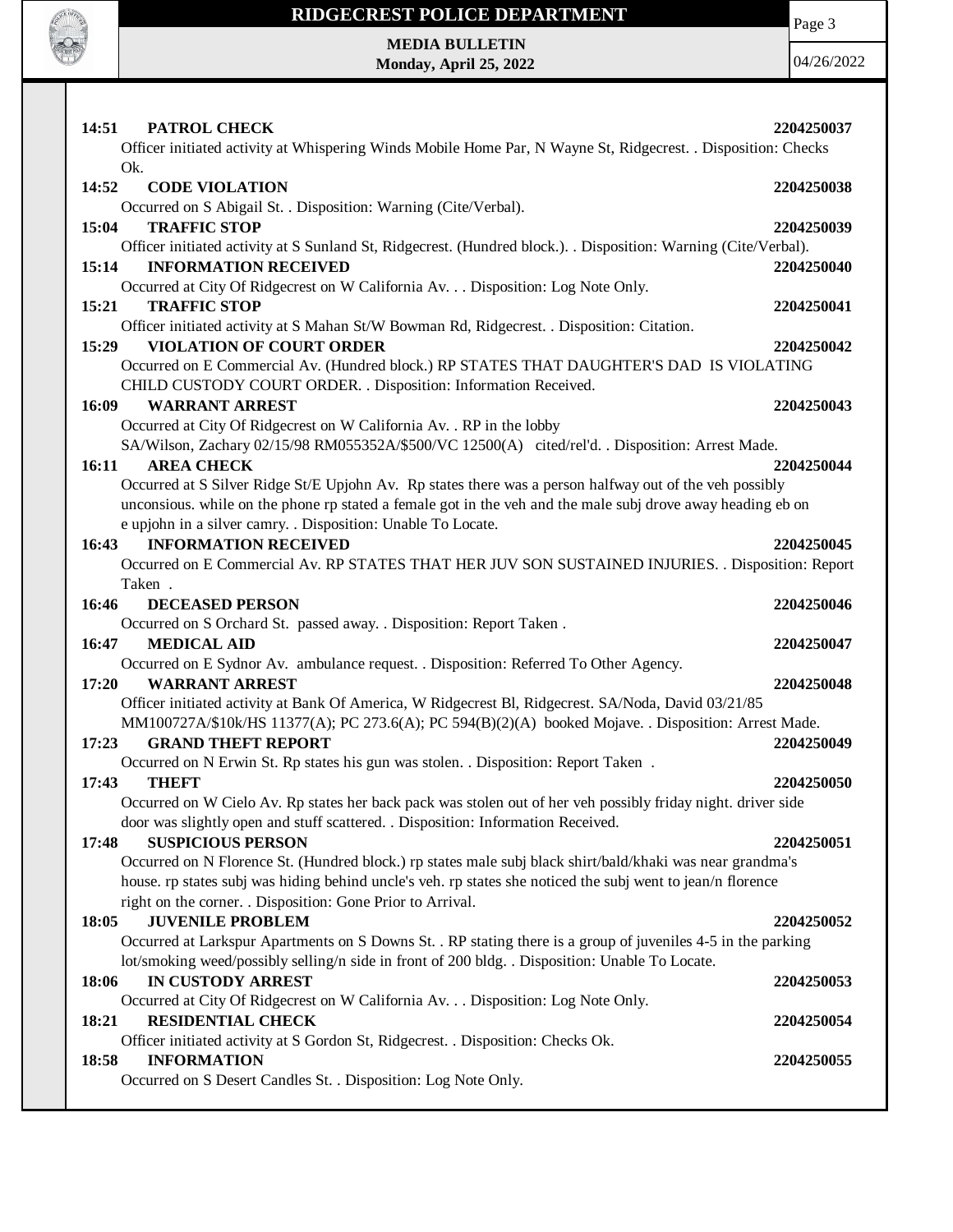**14:51 PATROL CHECK** **2204250037**

Officer initiated activity at Whispering Winds Mobile Home Par, N Wayne St, Ridgecrest. . Disposition: Checks Ok.

**14:52 CODE VIOLATION** **2204250038**

Occurred on S Abigail St. . Disposition: Warning (Cite/Verbal).

**15:04 TRAFFIC STOP** **2204250039**

Officer initiated activity at S Sunland St, Ridgecrest. (Hundred block.). . Disposition: Warning (Cite/Verbal).

**15:14 INFORMATION RECEIVED** **2204250040**

Occurred at City Of Ridgecrest on W California Av. . . Disposition: Log Note Only.

**15:21 TRAFFIC STOP** **2204250041**

Officer initiated activity at S Mahan St/W Bowman Rd, Ridgecrest. . Disposition: Citation.

**15:29 VIOLATION OF COURT ORDER** **2204250042**

Occurred on E Commercial Av. (Hundred block.) RP STATES THAT DAUGHTER'S DAD IS VIOLATING CHILD CUSTODY COURT ORDER. . Disposition: Information Received.

**16:09 WARRANT ARREST** **2204250043**

Occurred at City Of Ridgecrest on W California Av. . RP in the lobby SA/Wilson, Zachary 02/15/98 RM055352A/$500/VC 12500(A) cited/rel'd. . Disposition: Arrest Made.

**16:11 AREA CHECK** **2204250044**

Occurred at S Silver Ridge St/E Upjohn Av. Rp states there was a person halfway out of the veh possibly unconsious. while on the phone rp stated a female got in the veh and the male subj drove away heading eb on e upjohn in a silver camry. . Disposition: Unable To Locate.

**16:43 INFORMATION RECEIVED** **2204250045**

Occurred on E Commercial Av. RP STATES THAT HER JUV SON SUSTAINED INJURIES. . Disposition: Report Taken .

**16:46 DECEASED PERSON** **2204250046**

Occurred on S Orchard St. passed away. . Disposition: Report Taken .

**16:47 MEDICAL AID** **2204250047**

Occurred on E Sydnor Av. ambulance request. . Disposition: Referred To Other Agency.

**17:20 WARRANT ARREST** **2204250048**

Officer initiated activity at Bank Of America, W Ridgecrest Bl, Ridgecrest. SA/Noda, David 03/21/85 MM100727A/$10k/HS 11377(A); PC 273.6(A); PC 594(B)(2)(A) booked Mojave. . Disposition: Arrest Made.

**17:23 GRAND THEFT REPORT** **2204250049**

Occurred on N Erwin St. Rp states his gun was stolen. . Disposition: Report Taken .

**17:43 THEFT** **2204250050**

Occurred on W Cielo Av. Rp states her back pack was stolen out of her veh possibly friday night. driver side door was slightly open and stuff scattered. . Disposition: Information Received.

**17:48 SUSPICIOUS PERSON** **2204250051**

Occurred on N Florence St. (Hundred block.) rp states male subj black shirt/bald/khaki was near grandma's house. rp states subj was hiding behind uncle's veh. rp states she noticed the subj went to jean/n florence right on the corner. . Disposition: Gone Prior to Arrival.

**18:05 JUVENILE PROBLEM** **2204250052**

Occurred at Larkspur Apartments on S Downs St. . RP stating there is a group of juveniles 4-5 in the parking lot/smoking weed/possibly selling/n side in front of 200 bldg. . Disposition: Unable To Locate.

**18:06 IN CUSTODY ARREST** **2204250053**

Occurred at City Of Ridgecrest on W California Av. . . Disposition: Log Note Only.

**18:21 RESIDENTIAL CHECK** **2204250054**

Officer initiated activity at S Gordon St, Ridgecrest. . Disposition: Checks Ok.

**18:58 INFORMATION** **2204250055**

Occurred on S Desert Candles St. . Disposition: Log Note Only.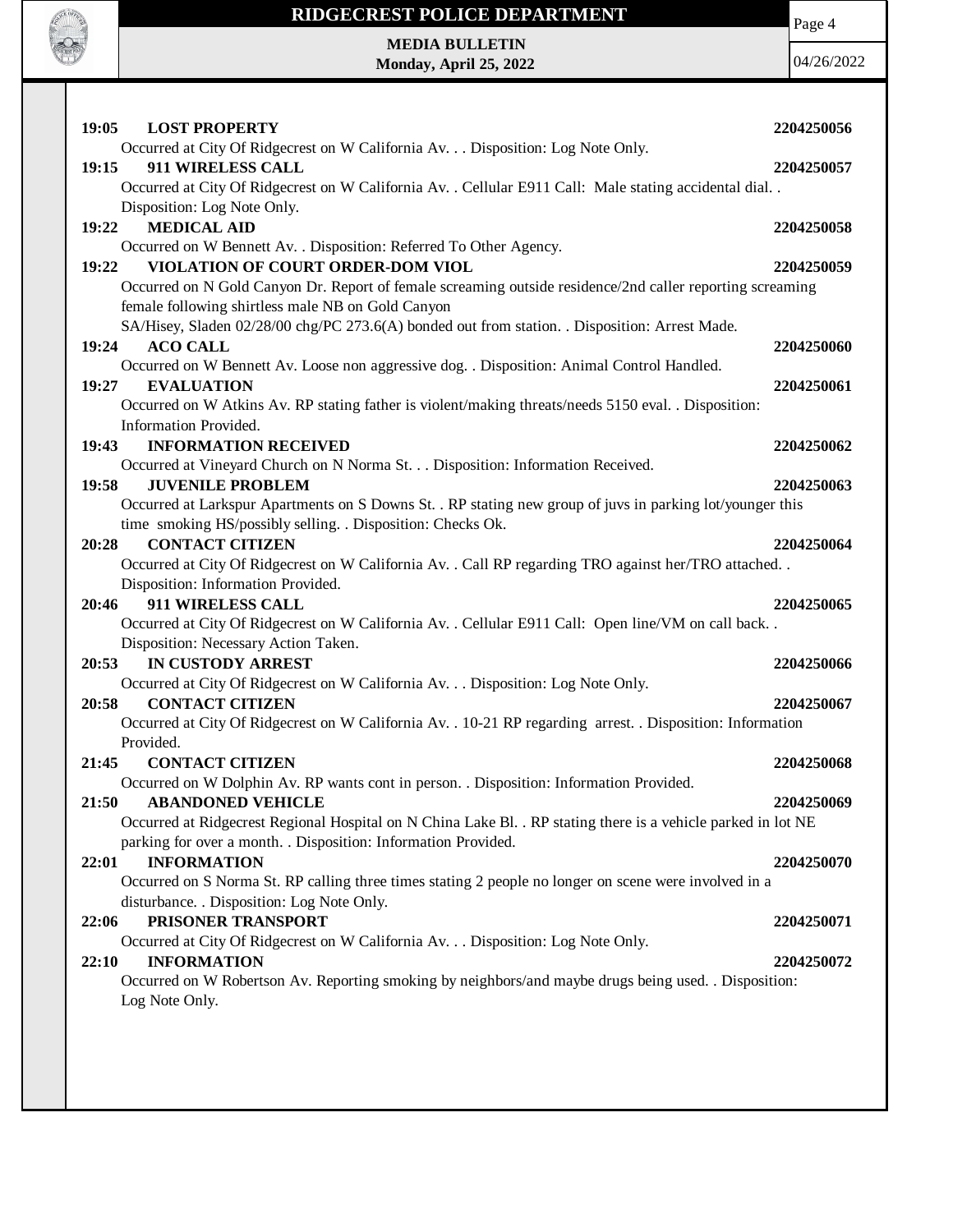**19:05 LOST PROPERTY** **2204250056**

Occurred at City Of Ridgecrest on W California Av. . . Disposition: Log Note Only.

**19:15 911 WIRELESS CALL** **2204250057**

Occurred at City Of Ridgecrest on W California Av. . Cellular E911 Call: Male stating accidental dial. . Disposition: Log Note Only.

**19:22 MEDICAL AID** **2204250058**

Occurred on W Bennett Av. . Disposition: Referred To Other Agency.

**19:22 VIOLATION OF COURT ORDER-DOM VIOL** **2204250059**

Occurred on N Gold Canyon Dr. Report of female screaming outside residence/2nd caller reporting screaming female following shirtless male NB on Gold Canyon

SA/Hisey, Sladen 02/28/00 chg/PC 273.6(A) bonded out from station. . Disposition: Arrest Made.

**19:24 ACO CALL** **2204250060**

Occurred on W Bennett Av. Loose non aggressive dog. . Disposition: Animal Control Handled.

**19:27 EVALUATION** **2204250061**

Occurred on W Atkins Av. RP stating father is violent/making threats/needs 5150 eval. . Disposition: Information Provided.

**19:43 INFORMATION RECEIVED** **2204250062**

Occurred at Vineyard Church on N Norma St. . . Disposition: Information Received.

**19:58 JUVENILE PROBLEM** **2204250063**

Occurred at Larkspur Apartments on S Downs St. . RP stating new group of juvs in parking lot/younger this time smoking HS/possibly selling. . Disposition: Checks Ok.

**20:28 CONTACT CITIZEN** **2204250064**

Occurred at City Of Ridgecrest on W California Av. . Call RP regarding TRO against her/TRO attached. . Disposition: Information Provided.

**20:46 911 WIRELESS CALL** **2204250065**

Occurred at City Of Ridgecrest on W California Av. . Cellular E911 Call: Open line/VM on call back. . Disposition: Necessary Action Taken.

**20:53 IN CUSTODY ARREST** **2204250066**

Occurred at City Of Ridgecrest on W California Av. . . Disposition: Log Note Only.

**20:58 CONTACT CITIZEN** **2204250067**

Occurred at City Of Ridgecrest on W California Av. . 10-21 RP regarding arrest. . Disposition: Information Provided.

**21:45 CONTACT CITIZEN** **2204250068**

Occurred on W Dolphin Av. RP wants cont in person. . Disposition: Information Provided.

**21:50 ABANDONED VEHICLE** **2204250069**

Occurred at Ridgecrest Regional Hospital on N China Lake Bl. . RP stating there is a vehicle parked in lot NE parking for over a month. . Disposition: Information Provided.

**22:01 INFORMATION** **2204250070**

Occurred on S Norma St. RP calling three times stating 2 people no longer on scene were involved in a disturbance. . Disposition: Log Note Only.

**22:06 PRISONER TRANSPORT** **2204250071**

Occurred at City Of Ridgecrest on W California Av. . . Disposition: Log Note Only.

**22:10 INFORMATION** **2204250072**

Occurred on W Robertson Av. Reporting smoking by neighbors/and maybe drugs being used. . Disposition: Log Note Only.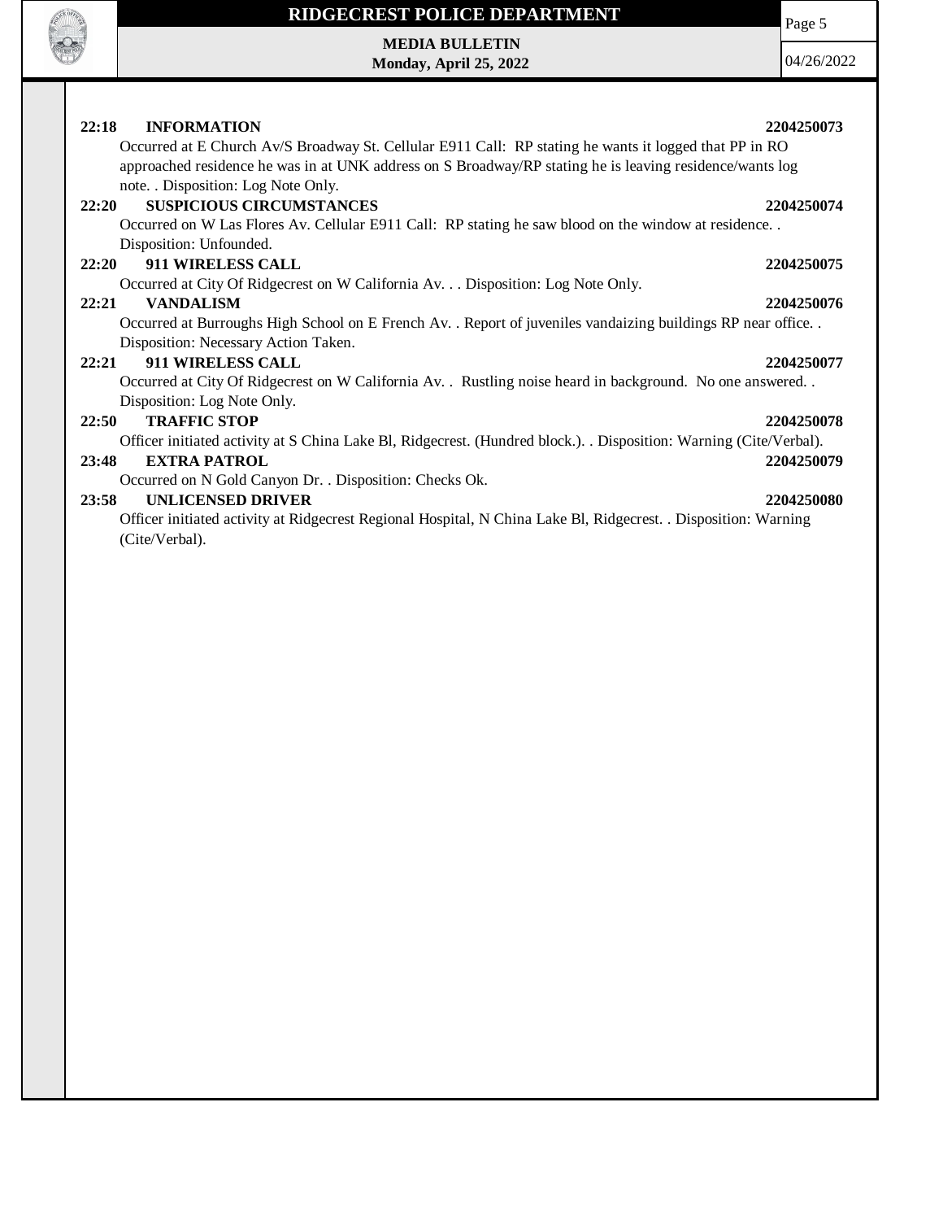**22:18 INFORMATION 2204250073**

Occurred at E Church Av/S Broadway St. Cellular E911 Call: RP stating he wants it logged that PP in RO approached residence he was in at UNK address on S Broadway/RP stating he is leaving residence/wants log note. . Disposition: Log Note Only.

**22:20 SUSPICIOUS CIRCUMSTANCES 2204250074**

Occurred on W Las Flores Av. Cellular E911 Call: RP stating he saw blood on the window at residence. . Disposition: Unfounded.

**22:20 911 WIRELESS CALL 2204250075**

Occurred at City Of Ridgecrest on W California Av. . . Disposition: Log Note Only.

**22:21 VANDALISM 2204250076**

Occurred at Burroughs High School on E French Av. . Report of juveniles vandaizing buildings RP near office. . Disposition: Necessary Action Taken.

**22:21 911 WIRELESS CALL 2204250077**

Occurred at City Of Ridgecrest on W California Av. . Rustling noise heard in background. No one answered. . Disposition: Log Note Only.

**22:50 TRAFFIC STOP 2204250078**

Officer initiated activity at S China Lake Bl, Ridgecrest. (Hundred block.). . Disposition: Warning (Cite/Verbal).

**23:48 EXTRA PATROL 2204250079**

Occurred on N Gold Canyon Dr. . Disposition: Checks Ok.

**23:58 UNLICENSED DRIVER 2204250080**

Officer initiated activity at Ridgecrest Regional Hospital, N China Lake Bl, Ridgecrest. . Disposition: Warning (Cite/Verbal).